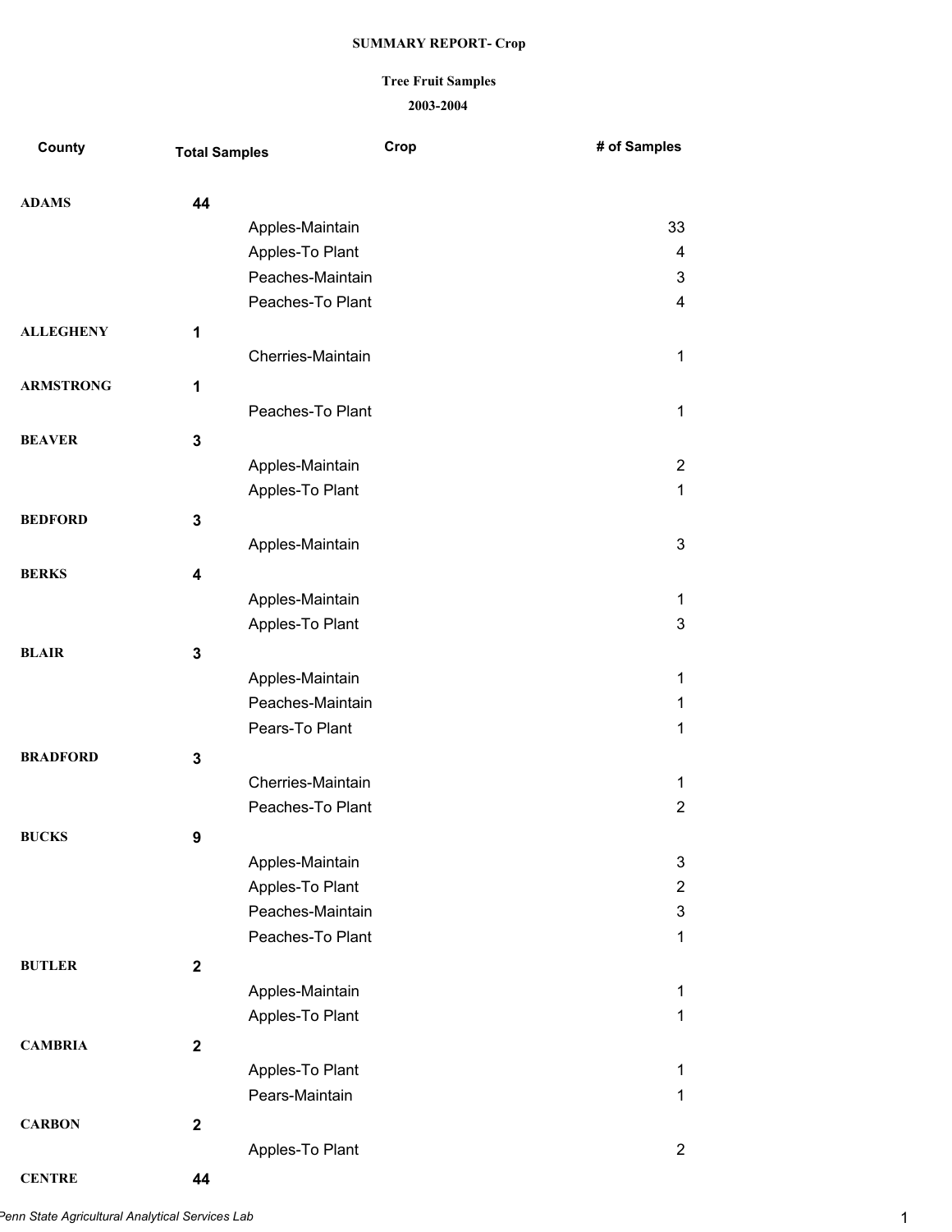**SUMMARY REPORT- Crop**

**Tree Fruit Samples**

**2003-2004**

| County | Total Samples | Crop | # of Samples |
|---|---|---|---|
| **ADAMS** | **44** | | |
| | | Apples-Maintain | 33 |
| | | Apples-To Plant | 4 |
| | | Peaches-Maintain | 3 |
| | | Peaches-To Plant | 4 |
| **ALLEGHENY** | **1** | | |
| | | Cherries-Maintain | 1 |
| **ARMSTRONG** | **1** | | |
| | | Peaches-To Plant | 1 |
| **BEAVER** | **3** | | |
| | | Apples-Maintain | 2 |
| | | Apples-To Plant | 1 |
| **BEDFORD** | **3** | | |
| | | Apples-Maintain | 3 |
| **BERKS** | **4** | | |
| | | Apples-Maintain | 1 |
| | | Apples-To Plant | 3 |
| **BLAIR** | **3** | | |
| | | Apples-Maintain | 1 |
| | | Peaches-Maintain | 1 |
| | | Pears-To Plant | 1 |
| **BRADFORD** | **3** | | |
| | | Cherries-Maintain | 1 |
| | | Peaches-To Plant | 2 |
| **BUCKS** | **9** | | |
| | | Apples-Maintain | 3 |
| | | Apples-To Plant | 2 |
| | | Peaches-Maintain | 3 |
| | | Peaches-To Plant | 1 |
| **BUTLER** | **2** | | |
| | | Apples-Maintain | 1 |
| | | Apples-To Plant | 1 |
| **CAMBRIA** | **2** | | |
| | | Apples-To Plant | 1 |
| | | Pears-Maintain | 1 |
| **CARBON** | **2** | | |
| | | Apples-To Plant | 2 |
| **CENTRE** | **44** | | |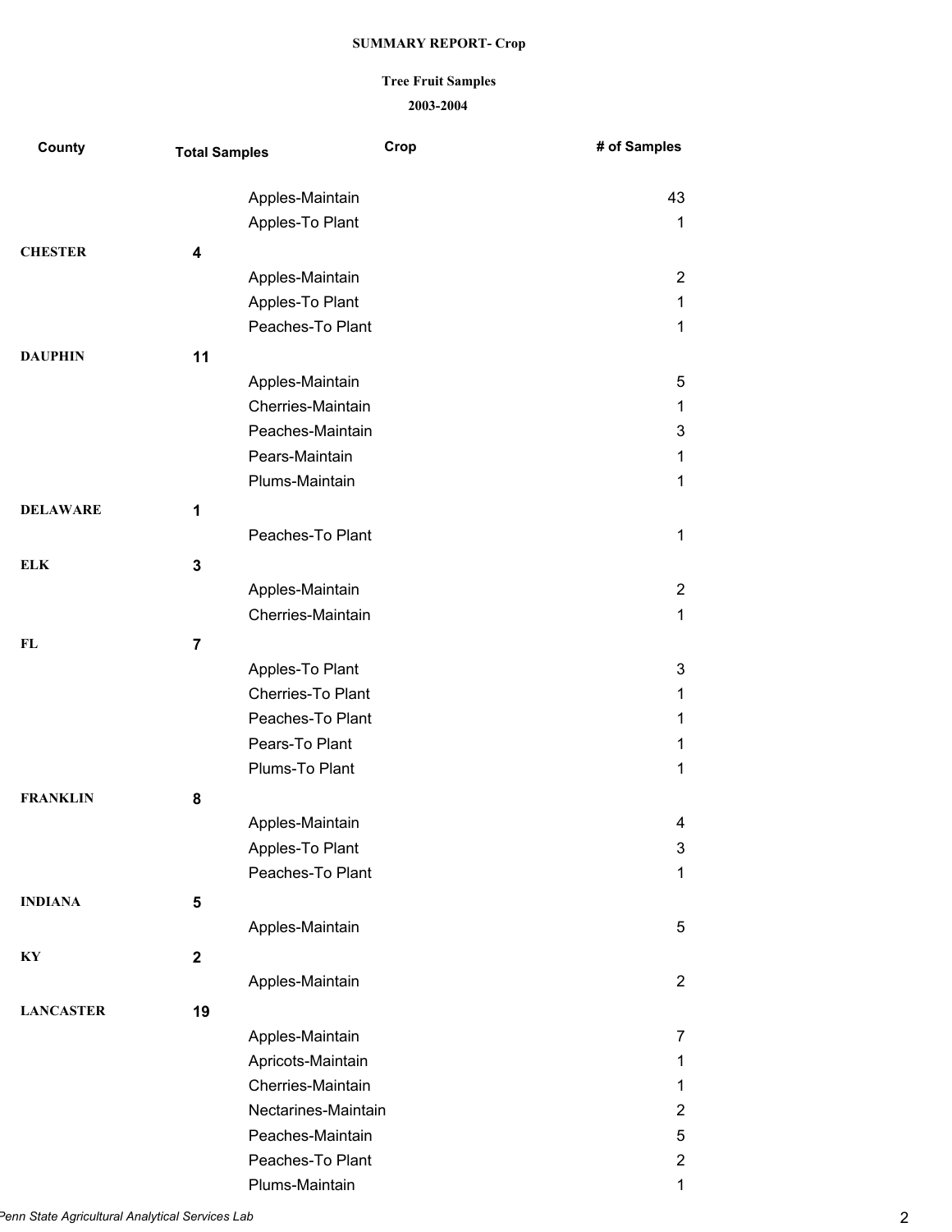**SUMMARY REPORT- Crop**

**Tree Fruit Samples**

**2003-2004**

| County | Total Samples | Crop | # of Samples |
|---|---|---|---|
| | | Apples-Maintain | 43 |
| | | Apples-To Plant | 1 |
| **CHESTER** | **4** | | |
| | | Apples-Maintain | 2 |
| | | Apples-To Plant | 1 |
| | | Peaches-To Plant | 1 |
| **DAUPHIN** | **11** | | |
| | | Apples-Maintain | 5 |
| | | Cherries-Maintain | 1 |
| | | Peaches-Maintain | 3 |
| | | Pears-Maintain | 1 |
| | | Plums-Maintain | 1 |
| **DELAWARE** | **1** | | |
| | | Peaches-To Plant | 1 |
| **ELK** | **3** | | |
| | | Apples-Maintain | 2 |
| | | Cherries-Maintain | 1 |
| **FL** | **7** | | |
| | | Apples-To Plant | 3 |
| | | Cherries-To Plant | 1 |
| | | Peaches-To Plant | 1 |
| | | Pears-To Plant | 1 |
| | | Plums-To Plant | 1 |
| **FRANKLIN** | **8** | | |
| | | Apples-Maintain | 4 |
| | | Apples-To Plant | 3 |
| | | Peaches-To Plant | 1 |
| **INDIANA** | **5** | | |
| | | Apples-Maintain | 5 |
| **KY** | **2** | | |
| | | Apples-Maintain | 2 |
| **LANCASTER** | **19** | | |
| | | Apples-Maintain | 7 |
| | | Apricots-Maintain | 1 |
| | | Cherries-Maintain | 1 |
| | | Nectarines-Maintain | 2 |
| | | Peaches-Maintain | 5 |
| | | Peaches-To Plant | 2 |
| | | Plums-Maintain | 1 |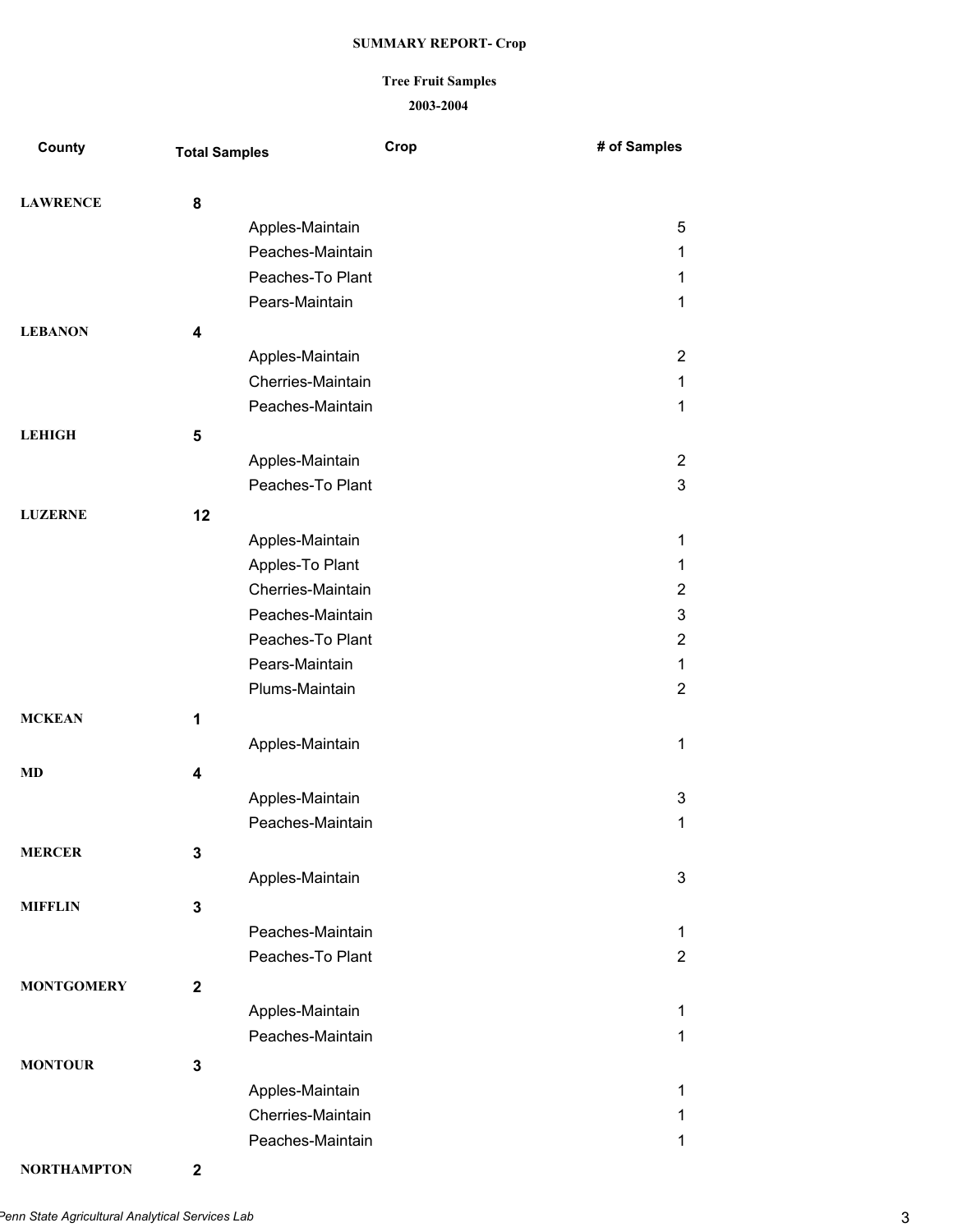**SUMMARY REPORT- Crop**

**Tree Fruit Samples**

**2003-2004**

| County | Total Samples | Crop | # of Samples |
|---|---|---|---|
| **LAWRENCE** | **8** | | |
| | | Apples-Maintain | 5 |
| | | Peaches-Maintain | 1 |
| | | Peaches-To Plant | 1 |
| | | Pears-Maintain | 1 |
| **LEBANON** | **4** | | |
| | | Apples-Maintain | 2 |
| | | Cherries-Maintain | 1 |
| | | Peaches-Maintain | 1 |
| **LEHIGH** | **5** | | |
| | | Apples-Maintain | 2 |
| | | Peaches-To Plant | 3 |
| **LUZERNE** | **12** | | |
| | | Apples-Maintain | 1 |
| | | Apples-To Plant | 1 |
| | | Cherries-Maintain | 2 |
| | | Peaches-Maintain | 3 |
| | | Peaches-To Plant | 2 |
| | | Pears-Maintain | 1 |
| | | Plums-Maintain | 2 |
| **MCKEAN** | **1** | | |
| | | Apples-Maintain | 1 |
| **MD** | **4** | | |
| | | Apples-Maintain | 3 |
| | | Peaches-Maintain | 1 |
| **MERCER** | **3** | | |
| | | Apples-Maintain | 3 |
| **MIFFLIN** | **3** | | |
| | | Peaches-Maintain | 1 |
| | | Peaches-To Plant | 2 |
| **MONTGOMERY** | **2** | | |
| | | Apples-Maintain | 1 |
| | | Peaches-Maintain | 1 |
| **MONTOUR** | **3** | | |
| | | Apples-Maintain | 1 |
| | | Cherries-Maintain | 1 |
| | | Peaches-Maintain | 1 |
| **NORTHAMPTON** | **2** | | |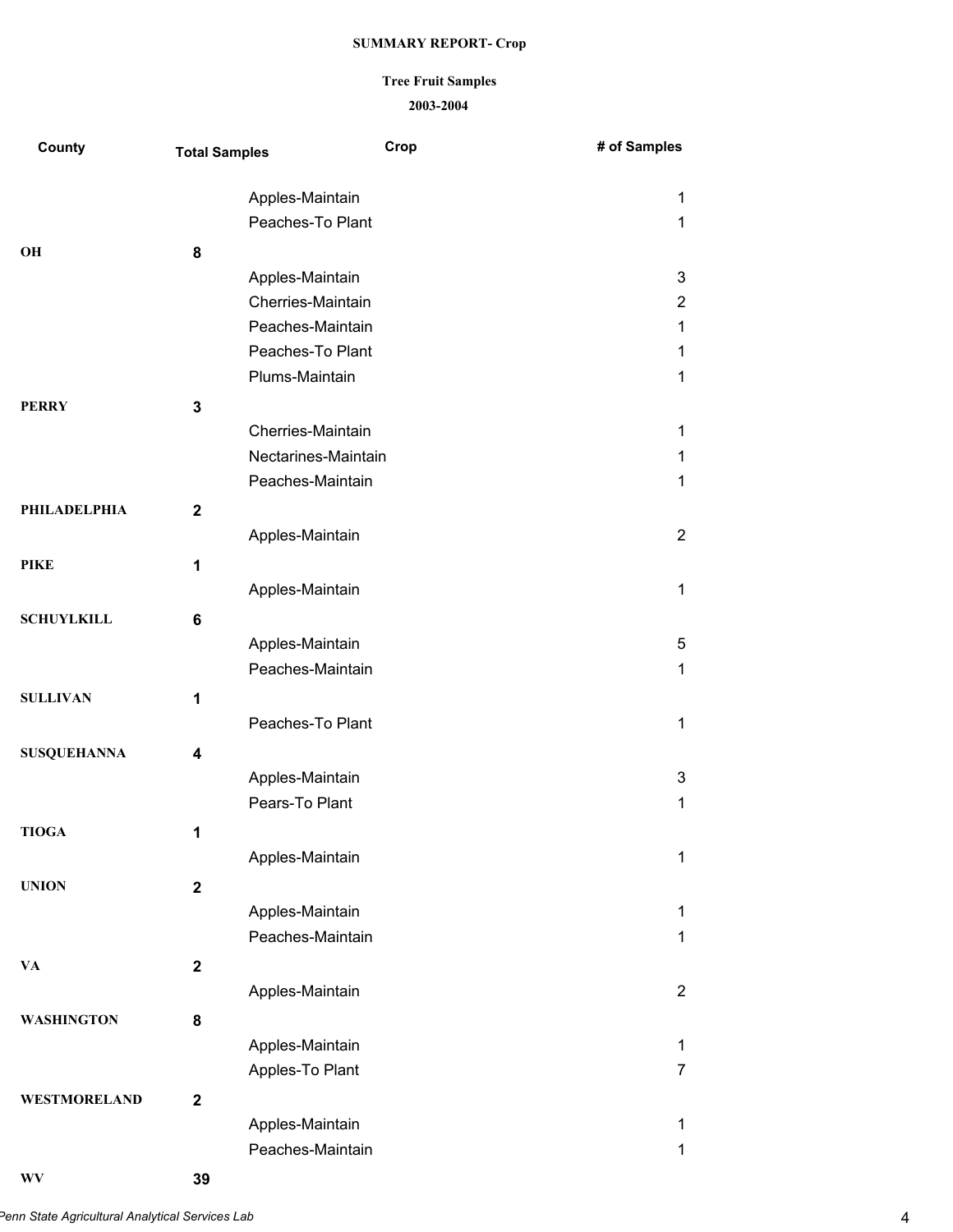**SUMMARY REPORT- Crop**

**Tree Fruit Samples**

**2003-2004**

| County | Total Samples | Crop | # of Samples |
|---|---|---|---|
| | | Apples-Maintain | 1 |
| | | Peaches-To Plant | 1 |
| **OH** | **8** | | |
| | | Apples-Maintain | 3 |
| | | Cherries-Maintain | 2 |
| | | Peaches-Maintain | 1 |
| | | Peaches-To Plant | 1 |
| | | Plums-Maintain | 1 |
| **PERRY** | **3** | | |
| | | Cherries-Maintain | 1 |
| | | Nectarines-Maintain | 1 |
| | | Peaches-Maintain | 1 |
| **PHILADELPHIA** | **2** | | |
| | | Apples-Maintain | 2 |
| **PIKE** | **1** | | |
| | | Apples-Maintain | 1 |
| **SCHUYLKILL** | **6** | | |
| | | Apples-Maintain | 5 |
| | | Peaches-Maintain | 1 |
| **SULLIVAN** | **1** | | |
| | | Peaches-To Plant | 1 |
| **SUSQUEHANNA** | **4** | | |
| | | Apples-Maintain | 3 |
| | | Pears-To Plant | 1 |
| **TIOGA** | **1** | | |
| | | Apples-Maintain | 1 |
| **UNION** | **2** | | |
| | | Apples-Maintain | 1 |
| | | Peaches-Maintain | 1 |
| **VA** | **2** | | |
| | | Apples-Maintain | 2 |
| **WASHINGTON** | **8** | | |
| | | Apples-Maintain | 1 |
| | | Apples-To Plant | 7 |
| **WESTMORELAND** | **2** | | |
| | | Apples-Maintain | 1 |
| | | Peaches-Maintain | 1 |
| **WV** | **39** | | |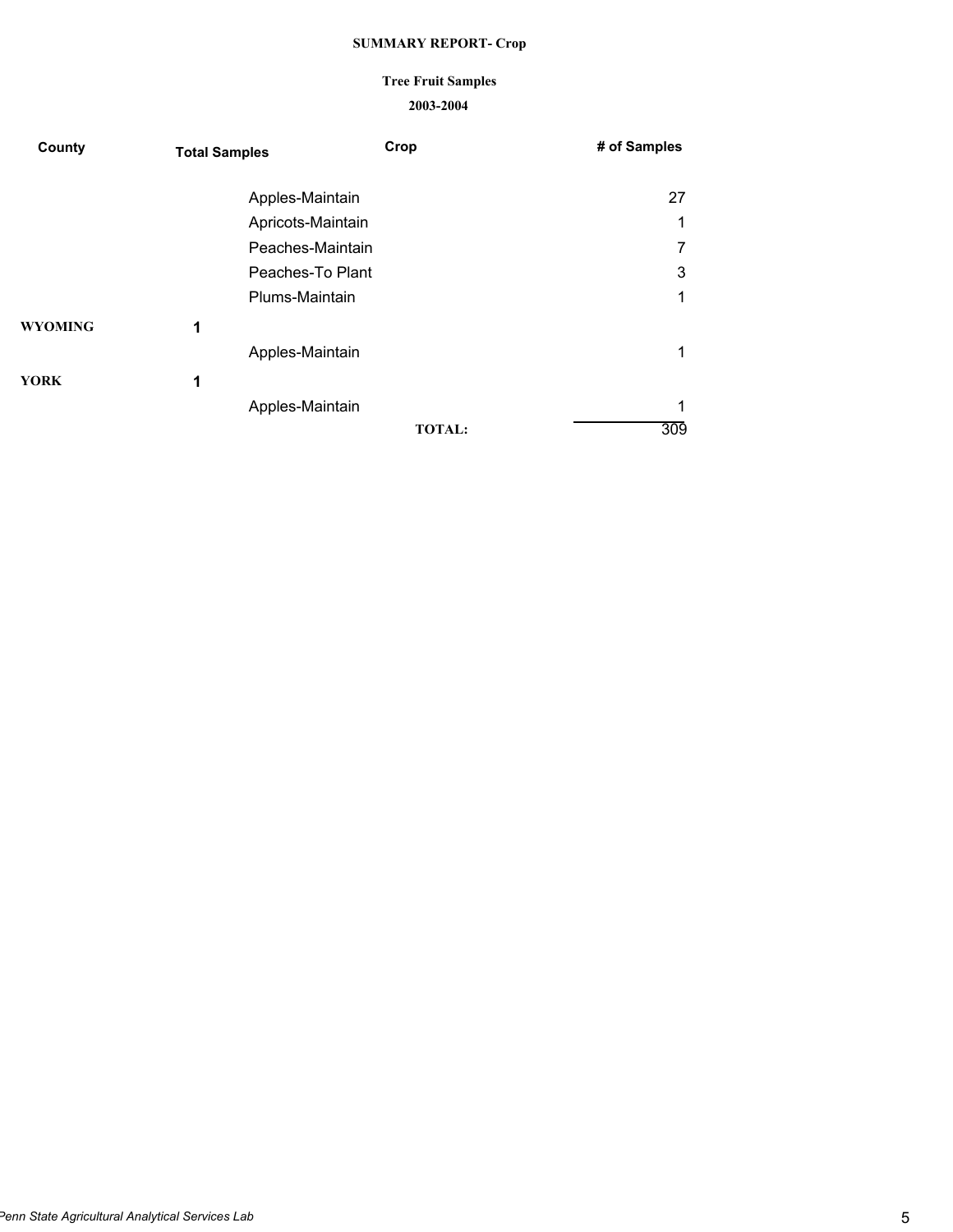**SUMMARY REPORT- Crop**

**Tree Fruit Samples**

**2003-2004**

| County | Total Samples | Crop | # of Samples |
|---|---|---|---|
| | | Apples-Maintain | 27 |
| | | Apricots-Maintain | 1 |
| | | Peaches-Maintain | 7 |
| | | Peaches-To Plant | 3 |
| | | Plums-Maintain | 1 |
| **WYOMING** | **1** | | |
| | | Apples-Maintain | 1 |
| **YORK** | **1** | | |
| | | Apples-Maintain | 1 |
| | | **TOTAL:** | 309 |

*Penn State Agricultural Analytical Services Lab*